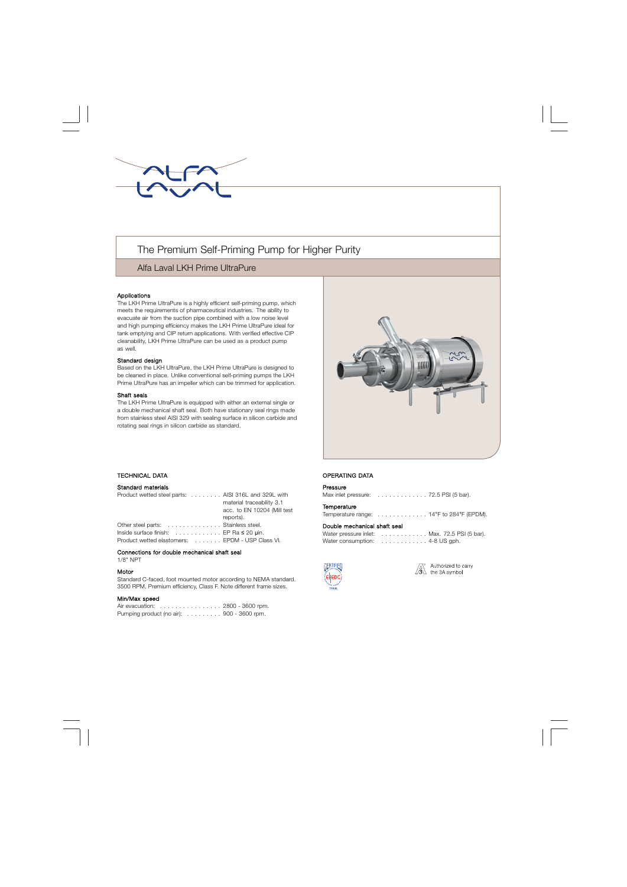# The Premium Self-Priming Pump for Higher Purity

## Alfa Laval LKH Prime UltraPure

### Applications

The LKH Prime UltraPure is a highly efficient self-priming pump, which meets the requirements of pharmaceutical industries. The ability to evacuate air from the suction pipe combined with a low noise level and high pumping efficiency makes the LKH Prime UltraPure ideal for tank emptying and CIP return applications. With verified effective CIP cleanability, LKH Prime UltraPure can be used as a product pump as well.

### Standard design

Based on the LKH UltraPure, the LKH Prime UltraPure is designed to be cleaned in place. Unlike conventional self-priming pumps the LKH Prime UltraPure has an impeller which can be trimmed for application.

### Shaft seals

The LKH Prime UltraPure is equipped with either an external single or a double mechanical shaft seal. Both have stationary seal rings made from stainless steel AISI 329 with sealing surface in silicon carbide and rotating seal rings in silicon carbide as standard.

## TECHNICAL DATA

### Standard materials

Product wetted steel parts: . . . . . . . . AISI 316L and 329L with material traceability 3.1 acc. to EN 10204 (Mill test reports).
Other steel parts: . . . . . . . . . . . . . . Stainless steel.
Inside surface finish: . . . . . . . . . . . . EP Ra ≤ 20 µin.
Product wetted elastomers: . . . . . . . EPDM - USP Class VI.

### Connections for double mechanical shaft seal

1/8" NPT

### Motor

Standard C-faced, foot mounted motor according to NEMA standard. 3500 RPM. Premium efficiency, Class F. Note different frame sizes.

### Min/Max speed

Air evacuation: . . . . . . . . . . . . . . . . 2800 - 3600 rpm.
Pumping product (no air): . . . . . . . . . 900 - 3600 rpm.

## OPERATING DATA

### Pressure

Max inlet pressure: . . . . . . . . . . . . . 72.5 PSI (5 bar).

### Temperature

Temperature range: . . . . . . . . . . . . . 14°F to 284°F (EPDM).

### Double mechanical shaft seal

Water pressure inlet: . . . . . . . . . . . . Max. 72.5 PSI (5 bar).
Water consumption: . . . . . . . . . . . . 4-8 US gph.

CERTIFIED EHEDG TYPE EL

Authorized to carry the 3A symbol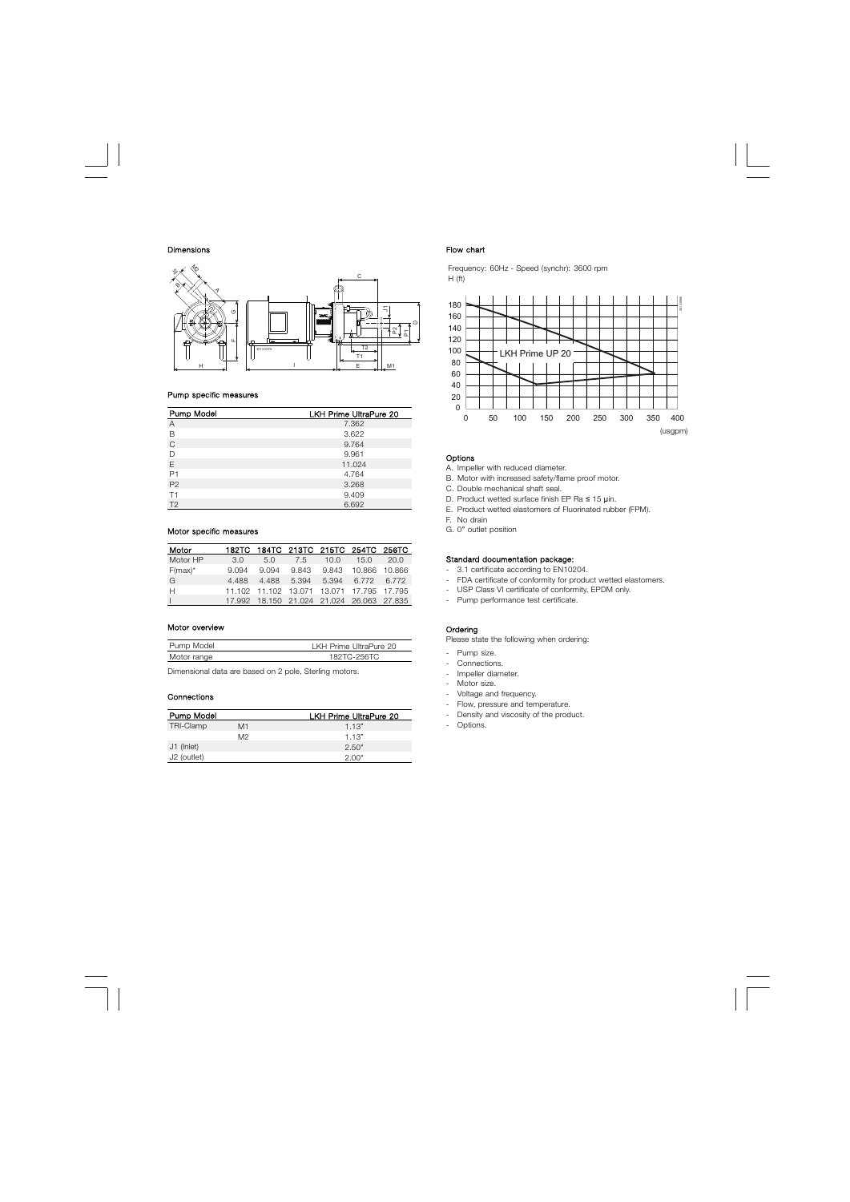## Dimensions

### Pump specific measures

| Pump Model | LKH Prime UltraPure 20 |
|---|---|
| A | 7.362 |
| B | 3.622 |
| C | 9.764 |
| D | 9.961 |
| E | 11.024 |
| P1 | 4.764 |
| P2 | 3.268 |
| T1 | 9.409 |
| T2 | 6.692 |

### Motor specific measures

| Motor | 182TC | 184TC | 213TC | 215TC | 254TC | 256TC |
|---|---|---|---|---|---|---|
| Motor HP | 3.0 | 5.0 | 7.5 | 10.0 | 15.0 | 20.0 |
| F(max)* | 9.094 | 9.094 | 9.843 | 9.843 | 10.866 | 10.866 |
| G | 4.488 | 4.488 | 5.394 | 5.394 | 6.772 | 6.772 |
| H | 11.102 | 11.102 | 13.071 | 13.071 | 17.795 | 17.795 |
| I | 17.992 | 18.150 | 21.024 | 21.024 | 26.063 | 27.835 |

### Motor overview

| Pump Model | LKH Prime UltraPure 20 |
|---|---|
| Motor range | 182TC-256TC |

Dimensional data are based on 2 pole, Sterling motors.

### Connections

| Pump Model | | LKH Prime UltraPure 20 |
|---|---|---|
| TRI-Clamp | M1 | 1.13" |
| | M2 | 1.13" |
| J1 (Inlet) | | 2.50" |
| J2 (outlet) | | 2.00" |

## Flow chart

Frequency: 60Hz - Speed (synchr): 3600 rpm

H (ft)

LKH Prime UP 20

(usgpm)

### Options

A. Impeller with reduced diameter.
B. Motor with increased safety/flame proof motor.
C. Double mechanical shaft seal.
D. Product wetted surface finish EP Ra ≤ 15 µin.
E. Product wetted elastomers of Fluorinated rubber (FPM).
F. No drain
G. 0° outlet position

### Standard documentation package:

- 3.1 certificate according to EN10204.
- FDA certificate of conformity for product wetted elastomers.
- USP Class VI certificate of conformity, EPDM only.
- Pump performance test certificate.

### Ordering

Please state the following when ordering:

- Pump size.
- Connections.
- Impeller diameter.
- Motor size.
- Voltage and frequency.
- Flow, pressure and temperature.
- Density and viscosity of the product.
- Options.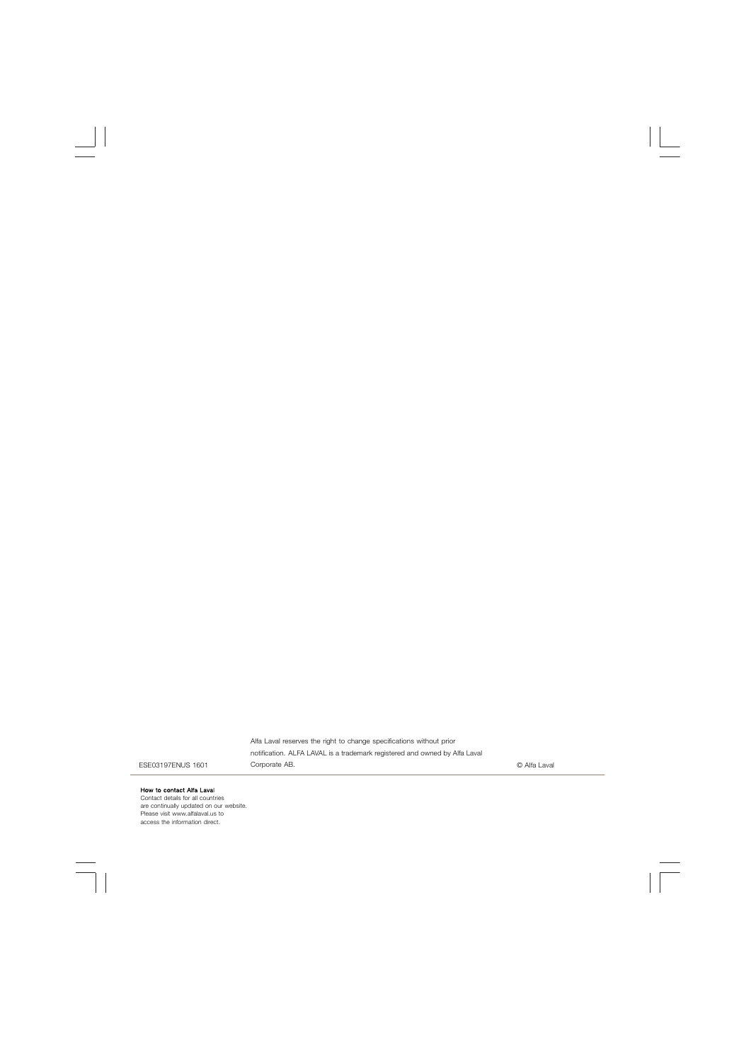Alfa Laval reserves the right to change specifications without prior notification. ALFA LAVAL is a trademark registered and owned by Alfa Laval Corporate AB.

ESE03197ENUS 1601

© Alfa Laval

**How to contact Alfa Laval**

Contact details for all countries are continually updated on our website. Please visit www.alfalaval.us to access the information direct.